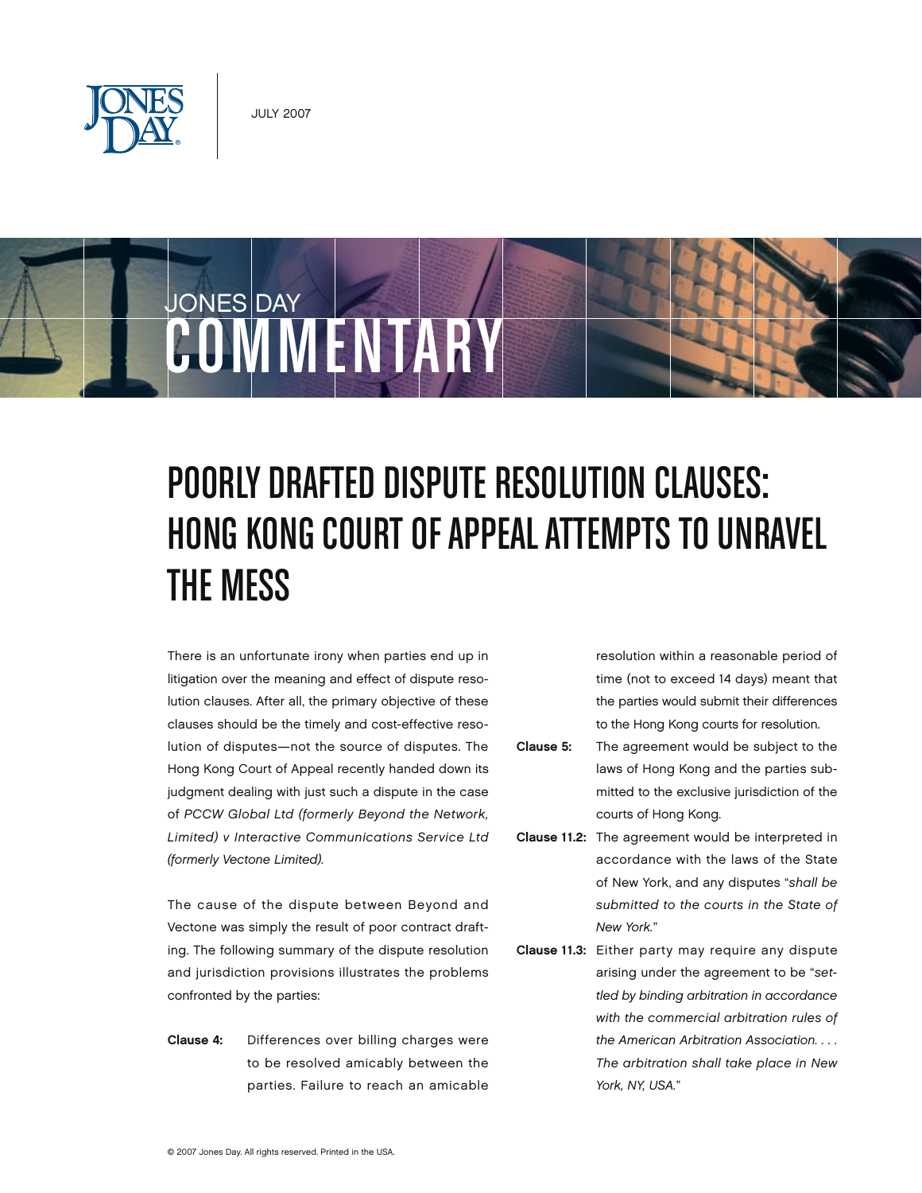JULY 2007

JONES DAY
COMMENTARY

# POORLY DRAFTED DISPUTE RESOLUTION CLAUSES: HONG KONG COURT OF APPEAL ATTEMPTS TO UNRAVEL THE MESS

There is an unfortunate irony when parties end up in litigation over the meaning and effect of dispute resolution clauses. After all, the primary objective of these clauses should be the timely and cost-effective resolution of disputes—not the source of disputes. The Hong Kong Court of Appeal recently handed down its judgment dealing with just such a dispute in the case of *PCCW Global Ltd (formerly Beyond the Network, Limited) v Interactive Communications Service Ltd (formerly Vectone Limited)*.

The cause of the dispute between Beyond and Vectone was simply the result of poor contract drafting. The following summary of the dispute resolution and jurisdiction provisions illustrates the problems confronted by the parties:

**Clause 4:** Differences over billing charges were to be resolved amicably between the parties. Failure to reach an amicable resolution within a reasonable period of time (not to exceed 14 days) meant that the parties would submit their differences to the Hong Kong courts for resolution.

**Clause 5:** The agreement would be subject to the laws of Hong Kong and the parties submitted to the exclusive jurisdiction of the courts of Hong Kong.

**Clause 11.2:** The agreement would be interpreted in accordance with the laws of the State of New York, and any disputes "*shall be submitted to the courts in the State of New York.*"

**Clause 11.3:** Either party may require any dispute arising under the agreement to be "*settled by binding arbitration in accordance with the commercial arbitration rules of the American Arbitration Association. . . . The arbitration shall take place in New York, NY, USA.*"

© 2007 Jones Day. All rights reserved. Printed in the USA.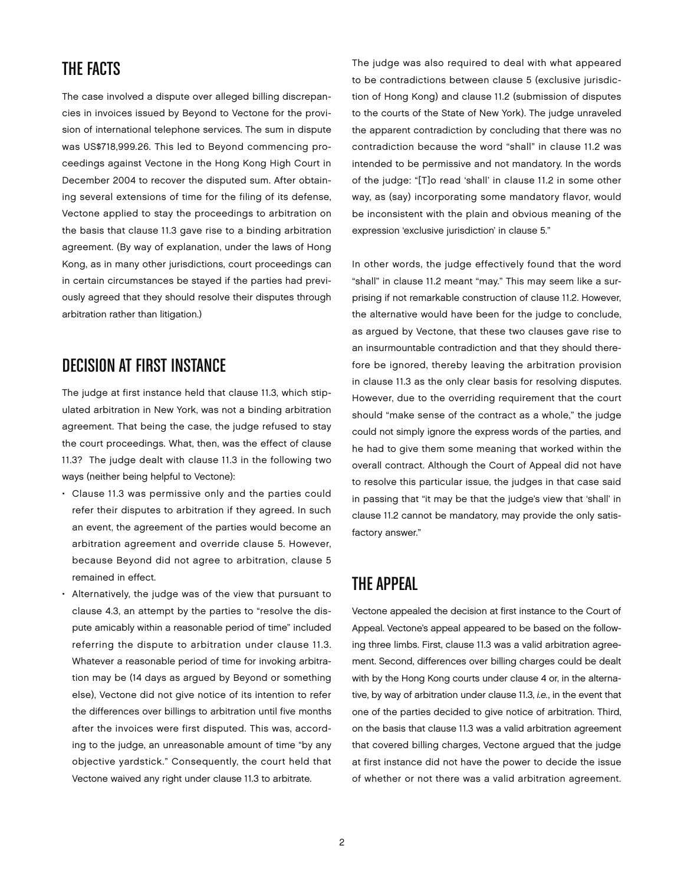## THE FACTS

The case involved a dispute over alleged billing discrepancies in invoices issued by Beyond to Vectone for the provision of international telephone services. The sum in dispute was US$718,999.26. This led to Beyond commencing proceedings against Vectone in the Hong Kong High Court in December 2004 to recover the disputed sum. After obtaining several extensions of time for the filing of its defense, Vectone applied to stay the proceedings to arbitration on the basis that clause 11.3 gave rise to a binding arbitration agreement. (By way of explanation, under the laws of Hong Kong, as in many other jurisdictions, court proceedings can in certain circumstances be stayed if the parties had previously agreed that they should resolve their disputes through arbitration rather than litigation.)

## DECISION AT FIRST INSTANCE

The judge at first instance held that clause 11.3, which stipulated arbitration in New York, was not a binding arbitration agreement. That being the case, the judge refused to stay the court proceedings. What, then, was the effect of clause 11.3? The judge dealt with clause 11.3 in the following two ways (neither being helpful to Vectone):

- Clause 11.3 was permissive only and the parties could refer their disputes to arbitration if they agreed. In such an event, the agreement of the parties would become an arbitration agreement and override clause 5. However, because Beyond did not agree to arbitration, clause 5 remained in effect.
- Alternatively, the judge was of the view that pursuant to clause 4.3, an attempt by the parties to "resolve the dispute amicably within a reasonable period of time" included referring the dispute to arbitration under clause 11.3. Whatever a reasonable period of time for invoking arbitration may be (14 days as argued by Beyond or something else), Vectone did not give notice of its intention to refer the differences over billings to arbitration until five months after the invoices were first disputed. This was, according to the judge, an unreasonable amount of time "by any objective yardstick." Consequently, the court held that Vectone waived any right under clause 11.3 to arbitrate.

The judge was also required to deal with what appeared to be contradictions between clause 5 (exclusive jurisdiction of Hong Kong) and clause 11.2 (submission of disputes to the courts of the State of New York). The judge unraveled the apparent contradiction by concluding that there was no contradiction because the word "shall" in clause 11.2 was intended to be permissive and not mandatory. In the words of the judge: "[T]o read 'shall' in clause 11.2 in some other way, as (say) incorporating some mandatory flavor, would be inconsistent with the plain and obvious meaning of the expression 'exclusive jurisdiction' in clause 5."

In other words, the judge effectively found that the word "shall" in clause 11.2 meant "may." This may seem like a surprising if not remarkable construction of clause 11.2. However, the alternative would have been for the judge to conclude, as argued by Vectone, that these two clauses gave rise to an insurmountable contradiction and that they should therefore be ignored, thereby leaving the arbitration provision in clause 11.3 as the only clear basis for resolving disputes. However, due to the overriding requirement that the court should "make sense of the contract as a whole," the judge could not simply ignore the express words of the parties, and he had to give them some meaning that worked within the overall contract. Although the Court of Appeal did not have to resolve this particular issue, the judges in that case said in passing that "it may be that the judge's view that 'shall' in clause 11.2 cannot be mandatory, may provide the only satisfactory answer."

## THE APPEAL

Vectone appealed the decision at first instance to the Court of Appeal. Vectone's appeal appeared to be based on the following three limbs. First, clause 11.3 was a valid arbitration agreement. Second, differences over billing charges could be dealt with by the Hong Kong courts under clause 4 or, in the alternative, by way of arbitration under clause 11.3, *i.e.*, in the event that one of the parties decided to give notice of arbitration. Third, on the basis that clause 11.3 was a valid arbitration agreement that covered billing charges, Vectone argued that the judge at first instance did not have the power to decide the issue of whether or not there was a valid arbitration agreement.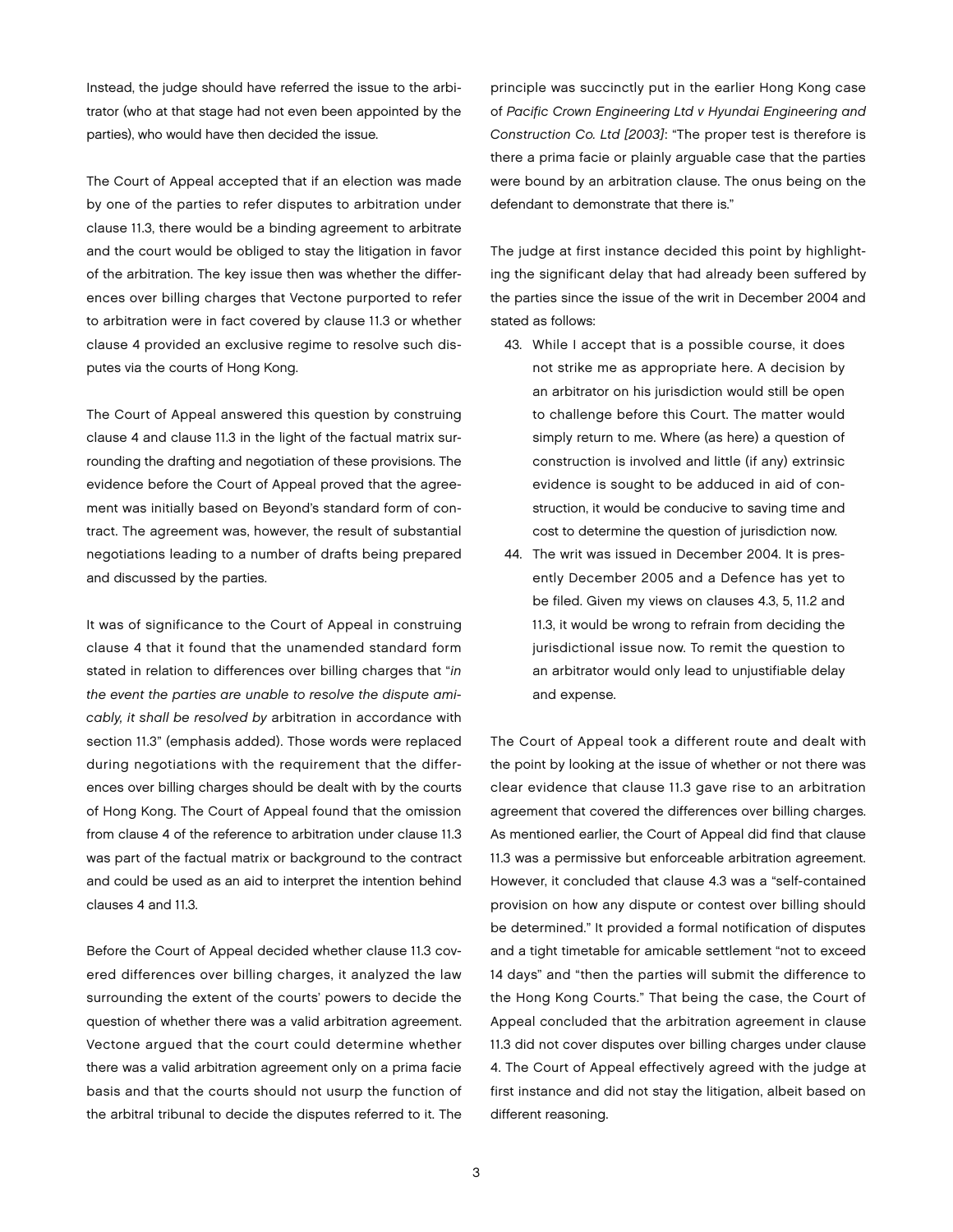Instead, the judge should have referred the issue to the arbitrator (who at that stage had not even been appointed by the parties), who would have then decided the issue.

The Court of Appeal accepted that if an election was made by one of the parties to refer disputes to arbitration under clause 11.3, there would be a binding agreement to arbitrate and the court would be obliged to stay the litigation in favor of the arbitration. The key issue then was whether the differences over billing charges that Vectone purported to refer to arbitration were in fact covered by clause 11.3 or whether clause 4 provided an exclusive regime to resolve such disputes via the courts of Hong Kong.

The Court of Appeal answered this question by construing clause 4 and clause 11.3 in the light of the factual matrix surrounding the drafting and negotiation of these provisions. The evidence before the Court of Appeal proved that the agreement was initially based on Beyond's standard form of contract. The agreement was, however, the result of substantial negotiations leading to a number of drafts being prepared and discussed by the parties.

It was of significance to the Court of Appeal in construing clause 4 that it found that the unamended standard form stated in relation to differences over billing charges that "*in the event the parties are unable to resolve the dispute amicably, it shall be resolved by* arbitration in accordance with section 11.3" (emphasis added). Those words were replaced during negotiations with the requirement that the differences over billing charges should be dealt with by the courts of Hong Kong. The Court of Appeal found that the omission from clause 4 of the reference to arbitration under clause 11.3 was part of the factual matrix or background to the contract and could be used as an aid to interpret the intention behind clauses 4 and 11.3.

Before the Court of Appeal decided whether clause 11.3 covered differences over billing charges, it analyzed the law surrounding the extent of the courts' powers to decide the question of whether there was a valid arbitration agreement. Vectone argued that the court could determine whether there was a valid arbitration agreement only on a prima facie basis and that the courts should not usurp the function of the arbitral tribunal to decide the disputes referred to it. The principle was succinctly put in the earlier Hong Kong case of *Pacific Crown Engineering Ltd v Hyundai Engineering and Construction Co. Ltd [2003]*: "The proper test is therefore is there a prima facie or plainly arguable case that the parties were bound by an arbitration clause. The onus being on the defendant to demonstrate that there is."

The judge at first instance decided this point by highlighting the significant delay that had already been suffered by the parties since the issue of the writ in December 2004 and stated as follows:

43. While I accept that is a possible course, it does not strike me as appropriate here. A decision by an arbitrator on his jurisdiction would still be open to challenge before this Court. The matter would simply return to me. Where (as here) a question of construction is involved and little (if any) extrinsic evidence is sought to be adduced in aid of construction, it would be conducive to saving time and cost to determine the question of jurisdiction now.
44. The writ was issued in December 2004. It is presently December 2005 and a Defence has yet to be filed. Given my views on clauses 4.3, 5, 11.2 and 11.3, it would be wrong to refrain from deciding the jurisdictional issue now. To remit the question to an arbitrator would only lead to unjustifiable delay and expense.

The Court of Appeal took a different route and dealt with the point by looking at the issue of whether or not there was clear evidence that clause 11.3 gave rise to an arbitration agreement that covered the differences over billing charges. As mentioned earlier, the Court of Appeal did find that clause 11.3 was a permissive but enforceable arbitration agreement. However, it concluded that clause 4.3 was a "self-contained provision on how any dispute or contest over billing should be determined." It provided a formal notification of disputes and a tight timetable for amicable settlement "not to exceed 14 days" and "then the parties will submit the difference to the Hong Kong Courts." That being the case, the Court of Appeal concluded that the arbitration agreement in clause 11.3 did not cover disputes over billing charges under clause 4. The Court of Appeal effectively agreed with the judge at first instance and did not stay the litigation, albeit based on different reasoning.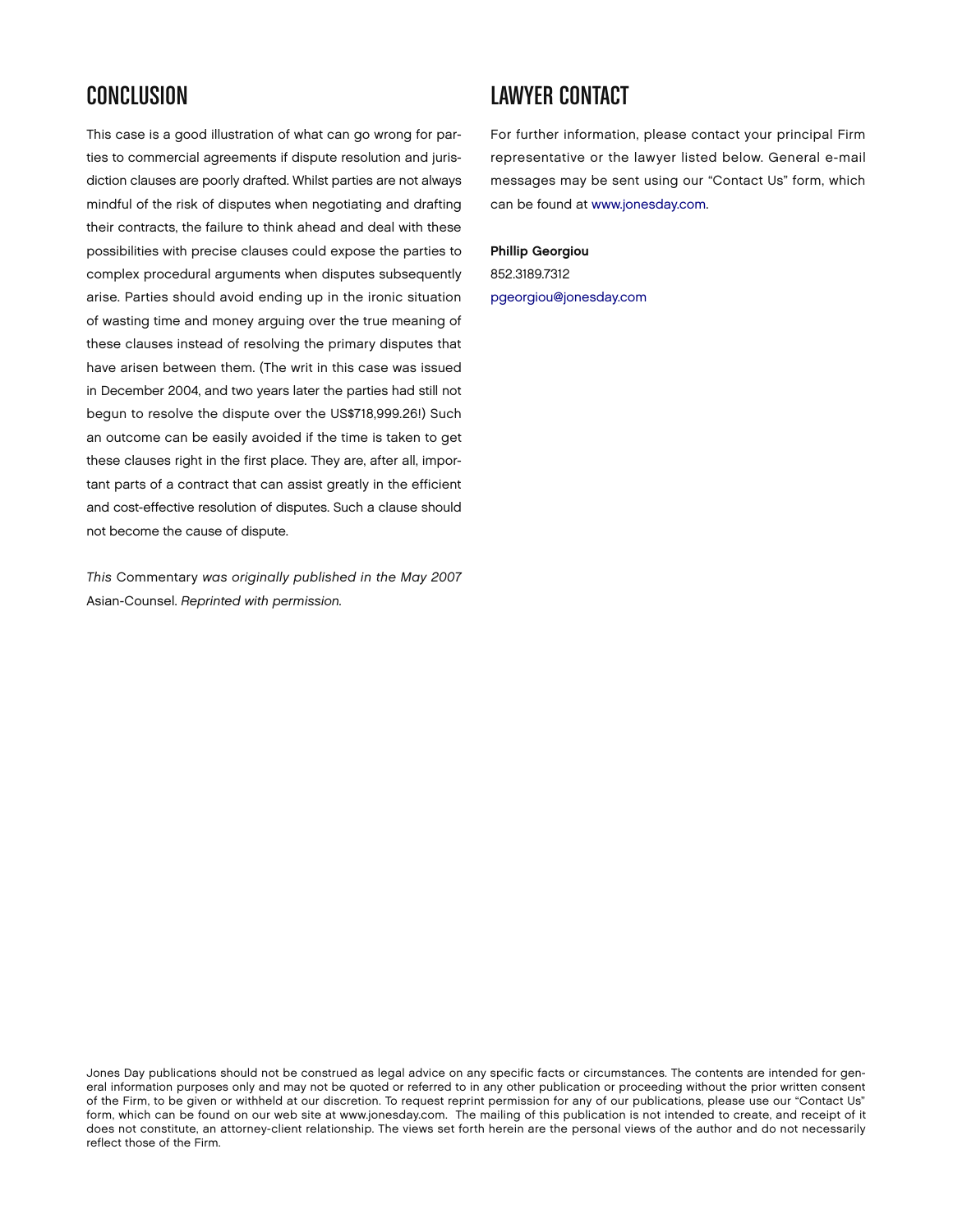## CONCLUSION

This case is a good illustration of what can go wrong for parties to commercial agreements if dispute resolution and jurisdiction clauses are poorly drafted. Whilst parties are not always mindful of the risk of disputes when negotiating and drafting their contracts, the failure to think ahead and deal with these possibilities with precise clauses could expose the parties to complex procedural arguments when disputes subsequently arise. Parties should avoid ending up in the ironic situation of wasting time and money arguing over the true meaning of these clauses instead of resolving the primary disputes that have arisen between them. (The writ in this case was issued in December 2004, and two years later the parties had still not begun to resolve the dispute over the US$718,999.26!) Such an outcome can be easily avoided if the time is taken to get these clauses right in the first place. They are, after all, important parts of a contract that can assist greatly in the efficient and cost-effective resolution of disputes. Such a clause should not become the cause of dispute.

*This* Commentary *was originally published in the May 2007* Asian-Counsel. *Reprinted with permission.*

## LAWYER CONTACT

For further information, please contact your principal Firm representative or the lawyer listed below. General e-mail messages may be sent using our "Contact Us" form, which can be found at www.jonesday.com.

**Phillip Georgiou**
852.3189.7312
pgeorgiou@jonesday.com

Jones Day publications should not be construed as legal advice on any specific facts or circumstances. The contents are intended for general information purposes only and may not be quoted or referred to in any other publication or proceeding without the prior written consent of the Firm, to be given or withheld at our discretion. To request reprint permission for any of our publications, please use our "Contact Us" form, which can be found on our web site at www.jonesday.com. The mailing of this publication is not intended to create, and receipt of it does not constitute, an attorney-client relationship. The views set forth herein are the personal views of the author and do not necessarily reflect those of the Firm.